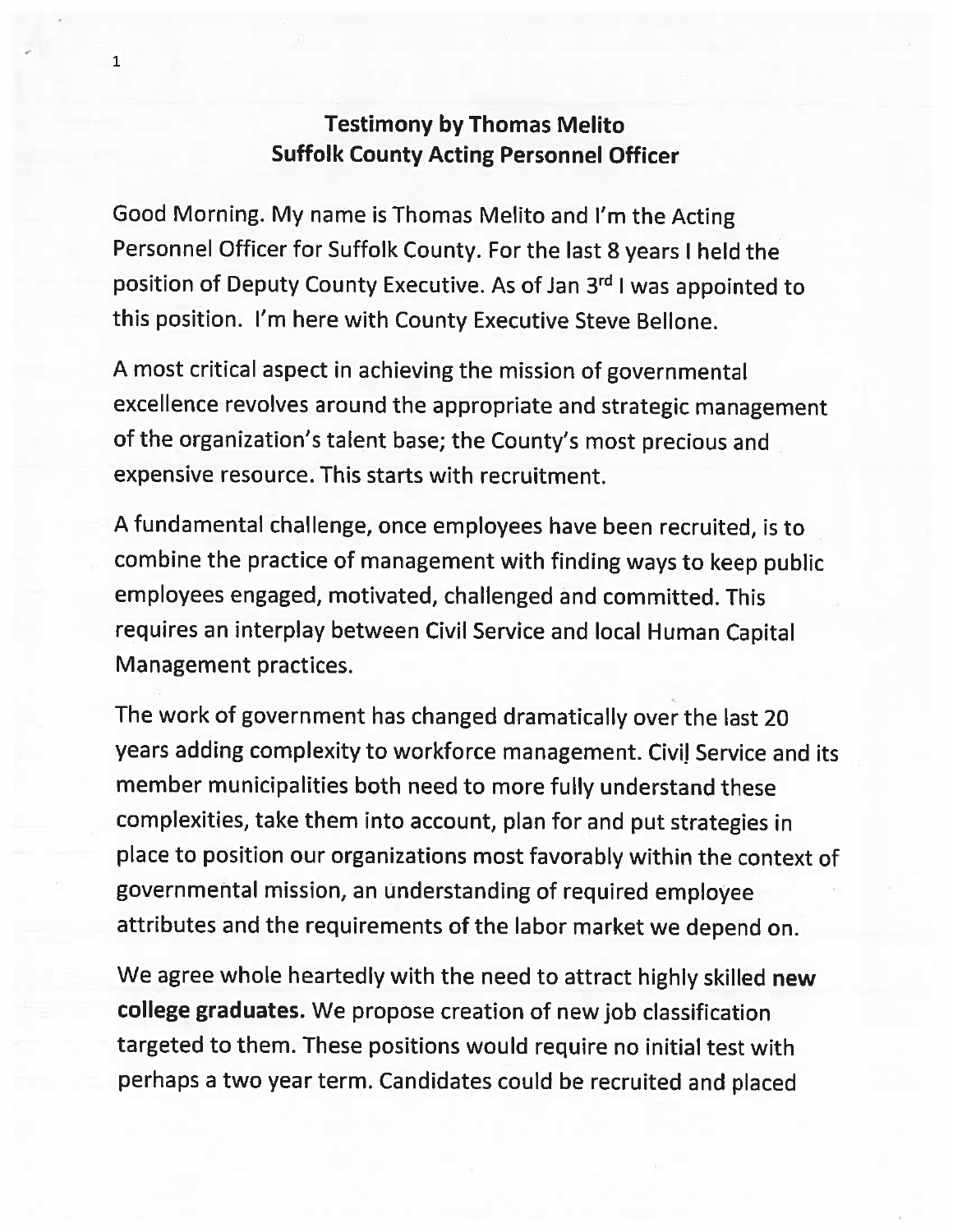## Testimony by Thomas Melito
## Suffolk County Acting Personnel Officer

Good Morning. My name is Thomas Melito and I'm the Acting Personnel Officer for Suffolk County. For the last 8 years I held the position of Deputy County Executive. As of Jan 3rd I was appointed to this position. I'm here with County Executive Steve Bellone.

A most critical aspect in achieving the mission of governmental excellence revolves around the appropriate and strategic management of the organization's talent base; the County's most precious and expensive resource. This starts with recruitment.

A fundamental challenge, once employees have been recruited, is to combine the practice of management with finding ways to keep public employees engaged, motivated, challenged and committed. This requires an interplay between Civil Service and local Human Capital Management practices.

The work of government has changed dramatically over the last 20 years adding complexity to workforce management. Civil Service and its member municipalities both need to more fully understand these complexities, take them into account, plan for and put strategies in place to position our organizations most favorably within the context of governmental mission, an understanding of required employee attributes and the requirements of the labor market we depend on.

We agree whole heartedly with the need to attract highly skilled **new college graduates.** We propose creation of new job classification targeted to them. These positions would require no initial test with perhaps a two year term. Candidates could be recruited and placed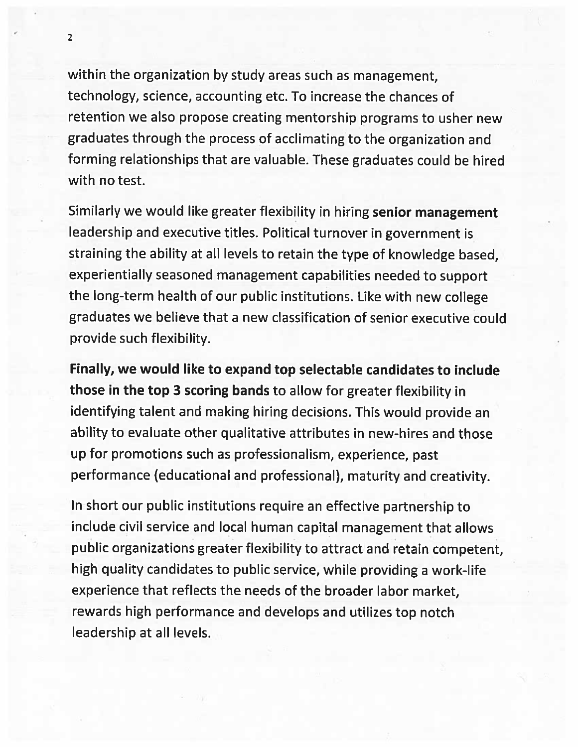within the organization by study areas such as management, technology, science, accounting etc. To increase the chances of retention we also propose creating mentorship programs to usher new graduates through the process of acclimating to the organization and forming relationships that are valuable. These graduates could be hired with no test.

Similarly we would like greater flexibility in hiring **senior management** leadership and executive titles. Political turnover in government is straining the ability at all levels to retain the type of knowledge based, experientially seasoned management capabilities needed to support the long-term health of our public institutions. Like with new college graduates we believe that a new classification of senior executive could provide such flexibility.

**Finally, we would like to expand top selectable candidates to include those in the top 3 scoring bands** to allow for greater flexibility in identifying talent and making hiring decisions. This would provide an ability to evaluate other qualitative attributes in new-hires and those up for promotions such as professionalism, experience, past performance (educational and professional), maturity and creativity.

In short our public institutions require an effective partnership to include civil service and local human capital management that allows public organizations greater flexibility to attract and retain competent, high quality candidates to public service, while providing a work-life experience that reflects the needs of the broader labor market, rewards high performance and develops and utilizes top notch leadership at all levels.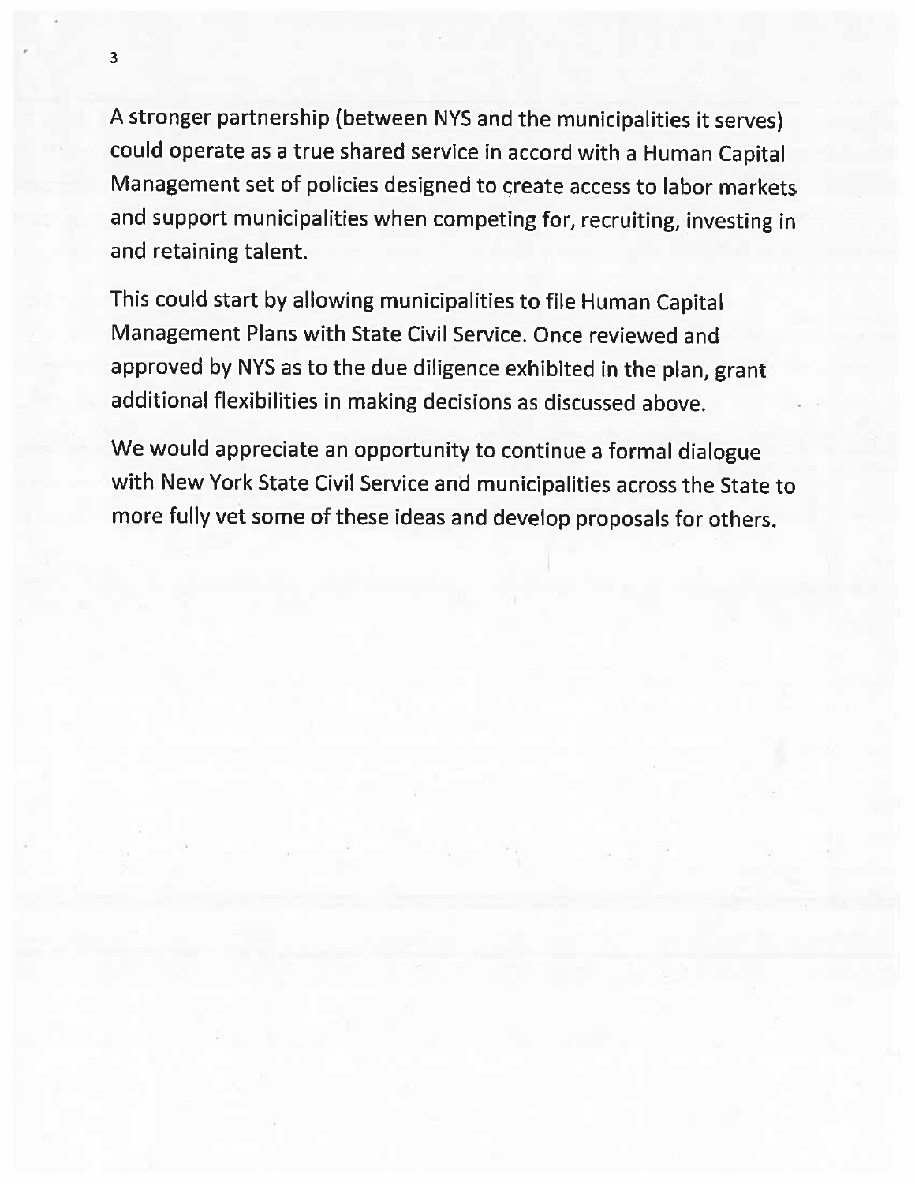A stronger partnership (between NYS and the municipalities it serves) could operate as a true shared service in accord with a Human Capital Management set of policies designed to create access to labor markets and support municipalities when competing for, recruiting, investing in and retaining talent.

This could start by allowing municipalities to file Human Capital Management Plans with State Civil Service. Once reviewed and approved by NYS as to the due diligence exhibited in the plan, grant additional flexibilities in making decisions as discussed above.

We would appreciate an opportunity to continue a formal dialogue with New York State Civil Service and municipalities across the State to more fully vet some of these ideas and develop proposals for others.